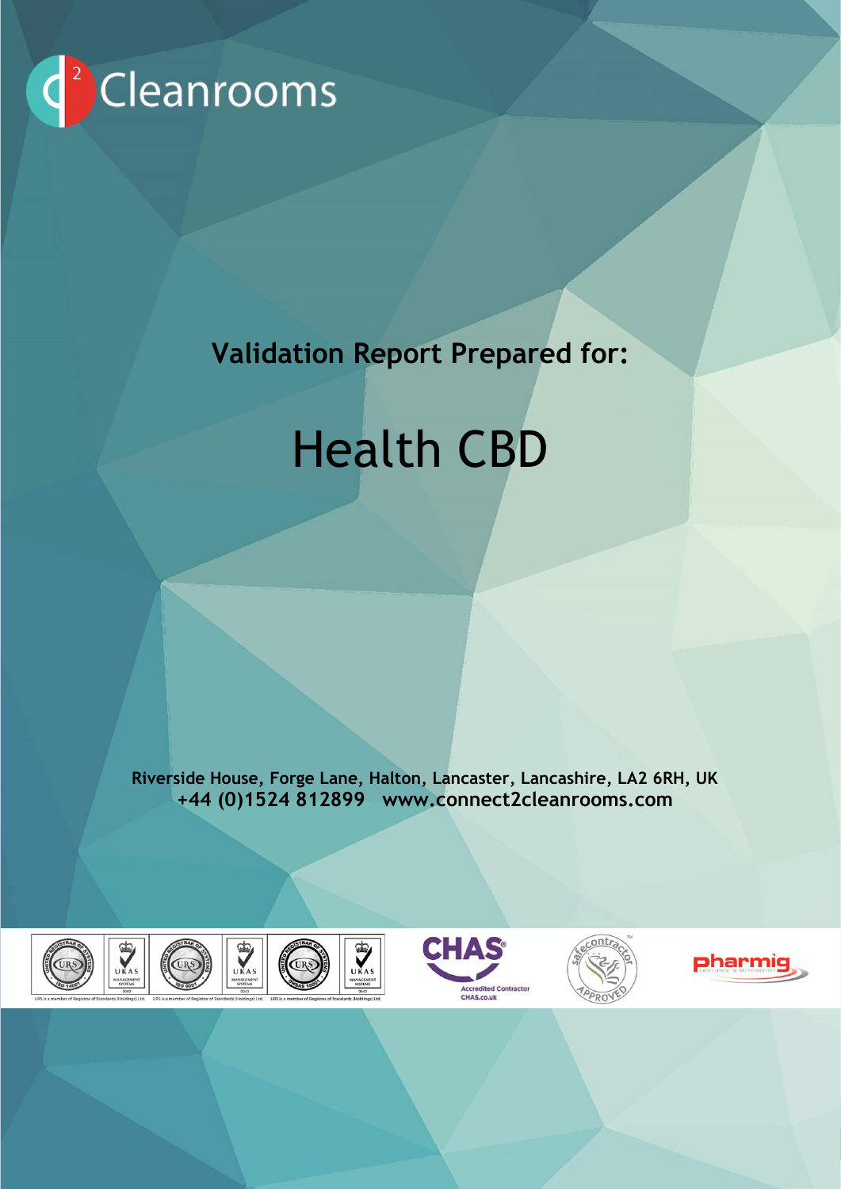C2 Cleanrooms

# Validation Report Prepared for:

# Health CBD

**Riverside House, Forge Lane, Halton, Lancaster, Lancashire, LA2 6RH, UK**
**+44 (0)1524 812899 www.connect2cleanrooms.com**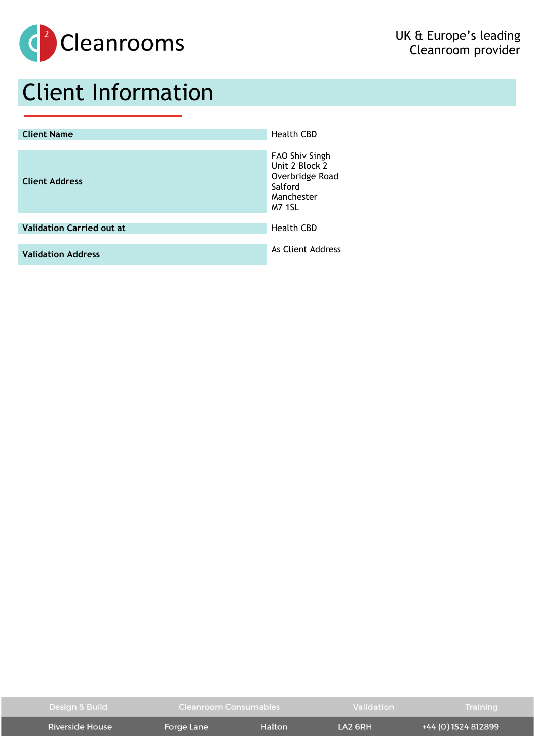# Client Information

| | |
|---|---|
| **Client Name** | Health CBD |
| **Client Address** | FAO Shiv Singh<br>Unit 2 Block 2<br>Overbridge Road<br>Salford<br>Manchester<br>M7 1SL |
| **Validation Carried out at** | Health CBD |
| **Validation Address** | As Client Address |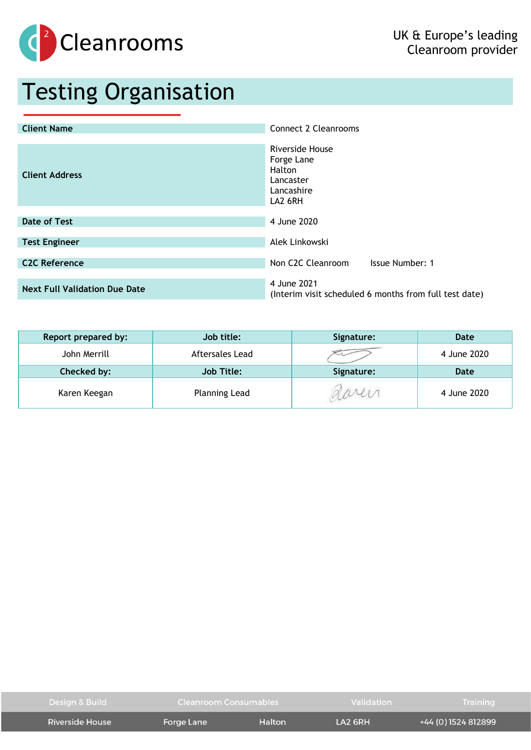# Testing Organisation

| | |
|---|---|
| **Client Name** | Connect 2 Cleanrooms |
| **Client Address** | Riverside House<br>Forge Lane<br>Halton<br>Lancaster<br>Lancashire<br>LA2 6RH |
| **Date of Test** | 4 June 2020 |
| **Test Engineer** | Alek Linkowski |
| **C2C Reference** | Non C2C Cleanroom Issue Number: 1 |
| **Next Full Validation Due Date** | 4 June 2021<br>(Interim visit scheduled 6 months from full test date) |

| Report prepared by: | Job title: | Signature: | Date |
|---|---|---|---|
| John Merrill | Aftersales Lead | | 4 June 2020 |
| **Checked by:** | **Job Title:** | **Signature:** | **Date** |
| Karen Keegan | Planning Lead | | 4 June 2020 |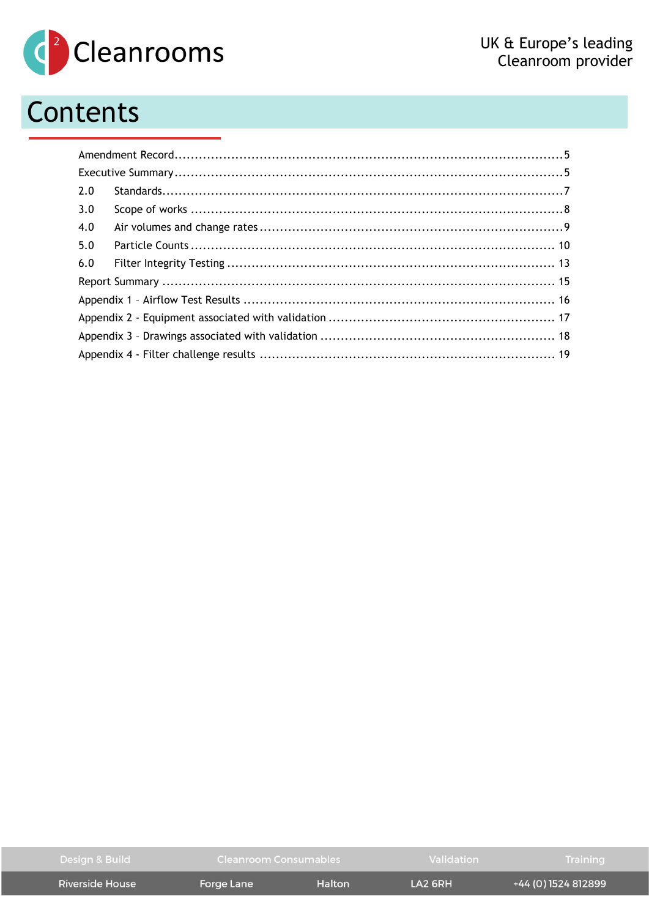# Contents

Amendment Record ........................................................................................................ 5

Executive Summary ....................................................................................................... 5

2.0 Standards ................................................................................................................ 7

3.0 Scope of works ........................................................................................................ 8

4.0 Air volumes and change rates ................................................................................... 9

5.0 Particle Counts ....................................................................................................... 10

6.0 Filter Integrity Testing ............................................................................................ 13

Report Summary .......................................................................................................... 15

Appendix 1 – Airflow Test Results .................................................................................. 16

Appendix 2 - Equipment associated with validation ......................................................... 17

Appendix 3 – Drawings associated with validation .......................................................... 18

Appendix 4 - Filter challenge results ............................................................................... 19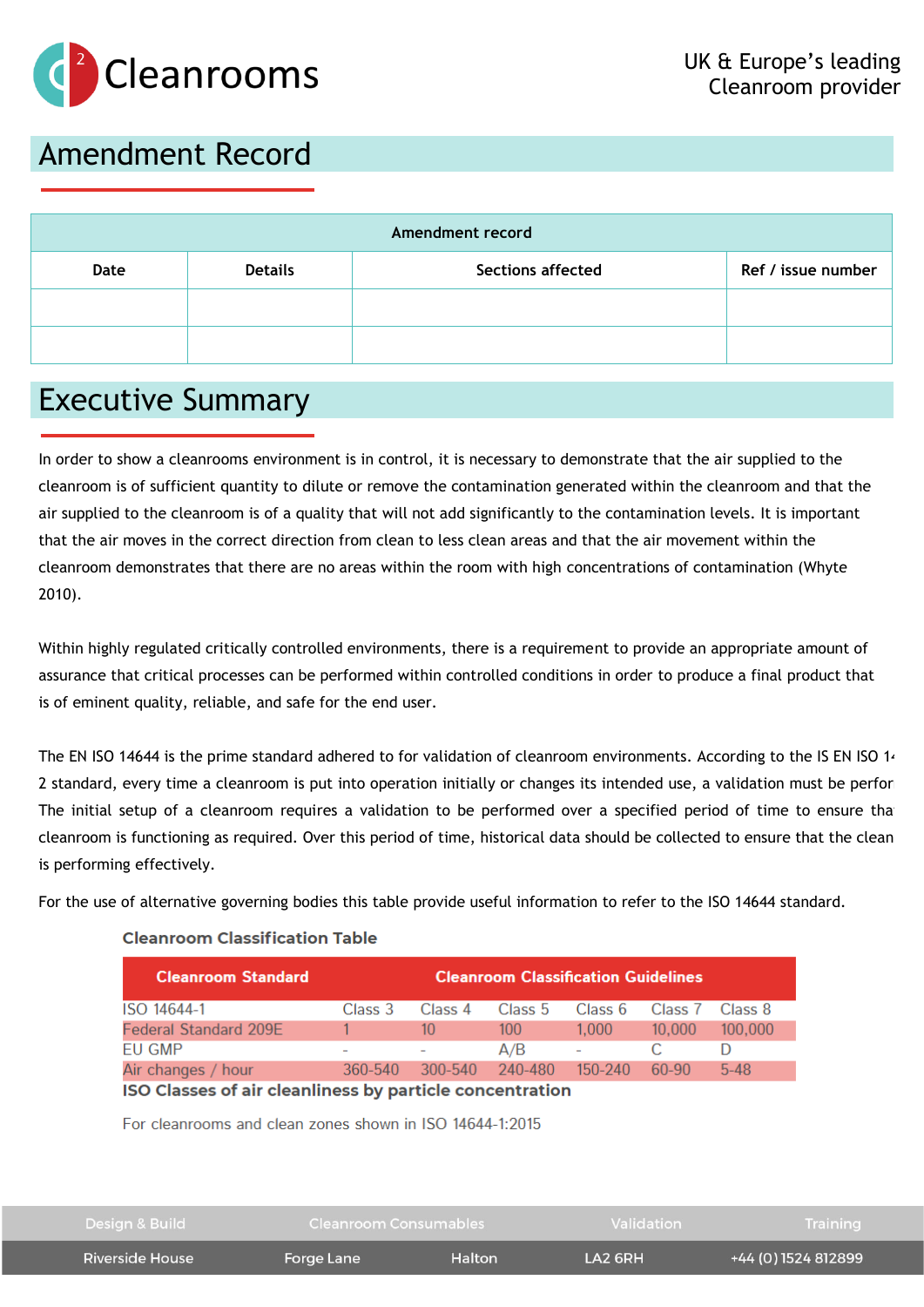# Amendment Record

| Amendment record | | | |
|---|---|---|---|
| Date | Details | Sections affected | Ref / issue number |
| | | | |
| | | | |

# Executive Summary

In order to show a cleanrooms environment is in control, it is necessary to demonstrate that the air supplied to the cleanroom is of sufficient quantity to dilute or remove the contamination generated within the cleanroom and that the air supplied to the cleanroom is of a quality that will not add significantly to the contamination levels. It is important that the air moves in the correct direction from clean to less clean areas and that the air movement within the cleanroom demonstrates that there are no areas within the room with high concentrations of contamination (Whyte 2010).

Within highly regulated critically controlled environments, there is a requirement to provide an appropriate amount of assurance that critical processes can be performed within controlled conditions in order to produce a final product that is of eminent quality, reliable, and safe for the end user.

The EN ISO 14644 is the prime standard adhered to for validation of cleanroom environments. According to the IS EN ISO 14 2 standard, every time a cleanroom is put into operation initially or changes its intended use, a validation must be perfor The initial setup of a cleanroom requires a validation to be performed over a specified period of time to ensure tha cleanroom is functioning as required. Over this period of time, historical data should be collected to ensure that the clean is performing effectively.

For the use of alternative governing bodies this table provide useful information to refer to the ISO 14644 standard.

**Cleanroom Classification Table**

| Cleanroom Standard | Cleanroom Classification Guidelines | | | | | |
|---|---|---|---|---|---|---|
| ISO 14644-1 | Class 3 | Class 4 | Class 5 | Class 6 | Class 7 | Class 8 |
| Federal Standard 209E | 1 | 10 | 100 | 1,000 | 10,000 | 100,000 |
| EU GMP | - | - | A/B | - | C | D |
| Air changes / hour | 360-540 | 300-540 | 240-480 | 150-240 | 60-90 | 5-48 |

**ISO Classes of air cleanliness by particle concentration**

For cleanrooms and clean zones shown in ISO 14644-1:2015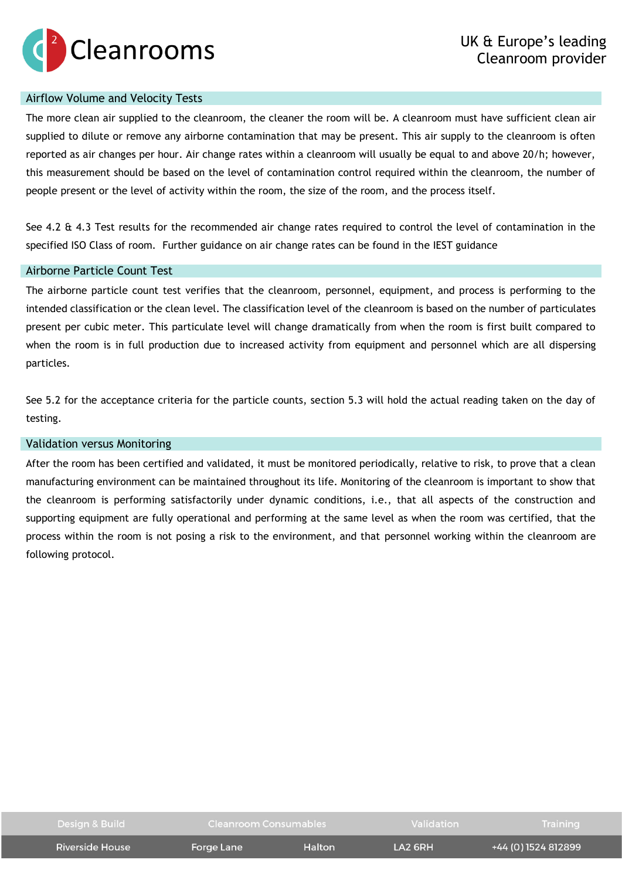## Airflow Volume and Velocity Tests

The more clean air supplied to the cleanroom, the cleaner the room will be. A cleanroom must have sufficient clean air supplied to dilute or remove any airborne contamination that may be present. This air supply to the cleanroom is often reported as air changes per hour. Air change rates within a cleanroom will usually be equal to and above 20/h; however, this measurement should be based on the level of contamination control required within the cleanroom, the number of people present or the level of activity within the room, the size of the room, and the process itself.

See 4.2 & 4.3 Test results for the recommended air change rates required to control the level of contamination in the specified ISO Class of room. Further guidance on air change rates can be found in the IEST guidance

## Airborne Particle Count Test

The airborne particle count test verifies that the cleanroom, personnel, equipment, and process is performing to the intended classification or the clean level. The classification level of the cleanroom is based on the number of particulates present per cubic meter. This particulate level will change dramatically from when the room is first built compared to when the room is in full production due to increased activity from equipment and personnel which are all dispersing particles.

See 5.2 for the acceptance criteria for the particle counts, section 5.3 will hold the actual reading taken on the day of testing.

## Validation versus Monitoring

After the room has been certified and validated, it must be monitored periodically, relative to risk, to prove that a clean manufacturing environment can be maintained throughout its life. Monitoring of the cleanroom is important to show that the cleanroom is performing satisfactorily under dynamic conditions, i.e., that all aspects of the construction and supporting equipment are fully operational and performing at the same level as when the room was certified, that the process within the room is not posing a risk to the environment, and that personnel working within the cleanroom are following protocol.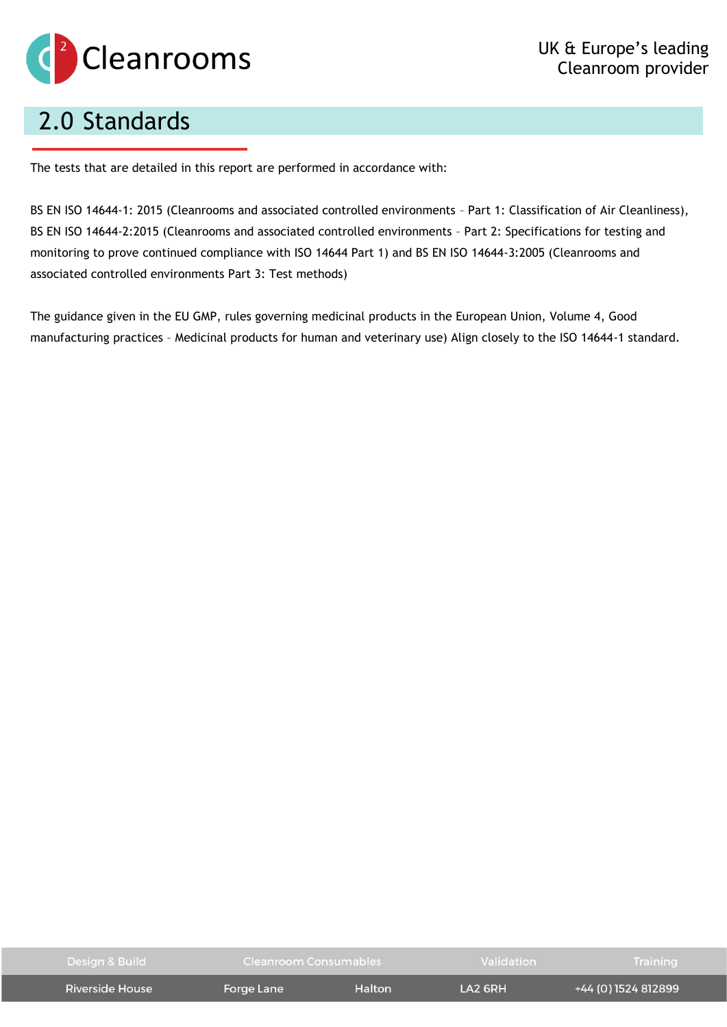## 2.0 Standards

The tests that are detailed in this report are performed in accordance with:

BS EN ISO 14644-1: 2015 (Cleanrooms and associated controlled environments – Part 1: Classification of Air Cleanliness), BS EN ISO 14644-2:2015 (Cleanrooms and associated controlled environments – Part 2: Specifications for testing and monitoring to prove continued compliance with ISO 14644 Part 1) and BS EN ISO 14644-3:2005 (Cleanrooms and associated controlled environments Part 3: Test methods)

The guidance given in the EU GMP, rules governing medicinal products in the European Union, Volume 4, Good manufacturing practices – Medicinal products for human and veterinary use) Align closely to the ISO 14644-1 standard.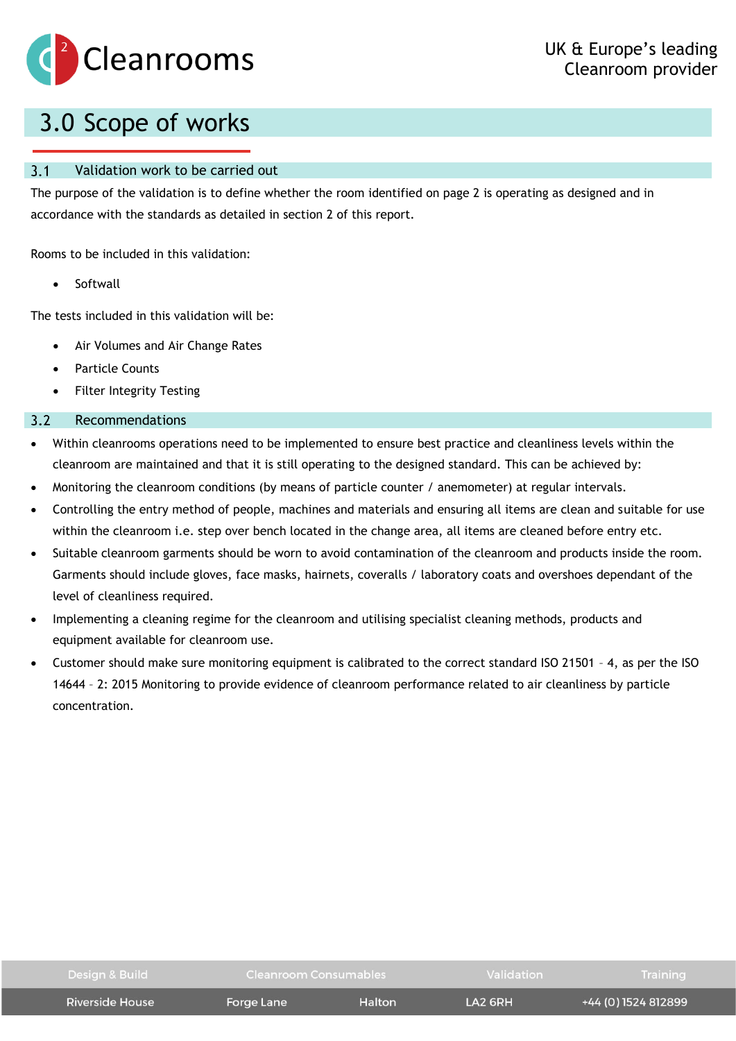# 3.0 Scope of works

## 3.1 Validation work to be carried out

The purpose of the validation is to define whether the room identified on page 2 is operating as designed and in accordance with the standards as detailed in section 2 of this report.

Rooms to be included in this validation:

- Softwall

The tests included in this validation will be:

- Air Volumes and Air Change Rates
- Particle Counts
- Filter Integrity Testing

## 3.2 Recommendations

- Within cleanrooms operations need to be implemented to ensure best practice and cleanliness levels within the cleanroom are maintained and that it is still operating to the designed standard. This can be achieved by:
- Monitoring the cleanroom conditions (by means of particle counter / anemometer) at regular intervals.
- Controlling the entry method of people, machines and materials and ensuring all items are clean and suitable for use within the cleanroom i.e. step over bench located in the change area, all items are cleaned before entry etc.
- Suitable cleanroom garments should be worn to avoid contamination of the cleanroom and products inside the room. Garments should include gloves, face masks, hairnets, coveralls / laboratory coats and overshoes dependant of the level of cleanliness required.
- Implementing a cleaning regime for the cleanroom and utilising specialist cleaning methods, products and equipment available for cleanroom use.
- Customer should make sure monitoring equipment is calibrated to the correct standard ISO 21501 – 4, as per the ISO 14644 – 2: 2015 Monitoring to provide evidence of cleanroom performance related to air cleanliness by particle concentration.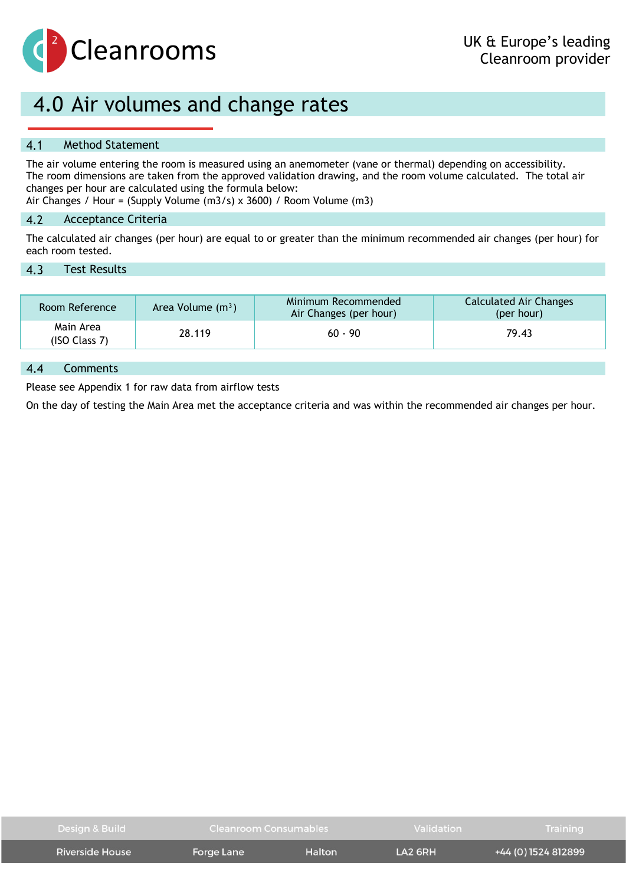# 4.0 Air volumes and change rates

## 4.1 Method Statement

The air volume entering the room is measured using an anemometer (vane or thermal) depending on accessibility. The room dimensions are taken from the approved validation drawing, and the room volume calculated. The total air changes per hour are calculated using the formula below:
Air Changes / Hour = (Supply Volume (m3/s) x 3600) / Room Volume (m3)

## 4.2 Acceptance Criteria

The calculated air changes (per hour) are equal to or greater than the minimum recommended air changes (per hour) for each room tested.

## 4.3 Test Results

| Room Reference | Area Volume ($m^3$) | Minimum Recommended Air Changes (per hour) | Calculated Air Changes (per hour) |
|---|---|---|---|
| Main Area (ISO Class 7) | 28.119 | 60 - 90 | 79.43 |

## 4.4 Comments

Please see Appendix 1 for raw data from airflow tests

On the day of testing the Main Area met the acceptance criteria and was within the recommended air changes per hour.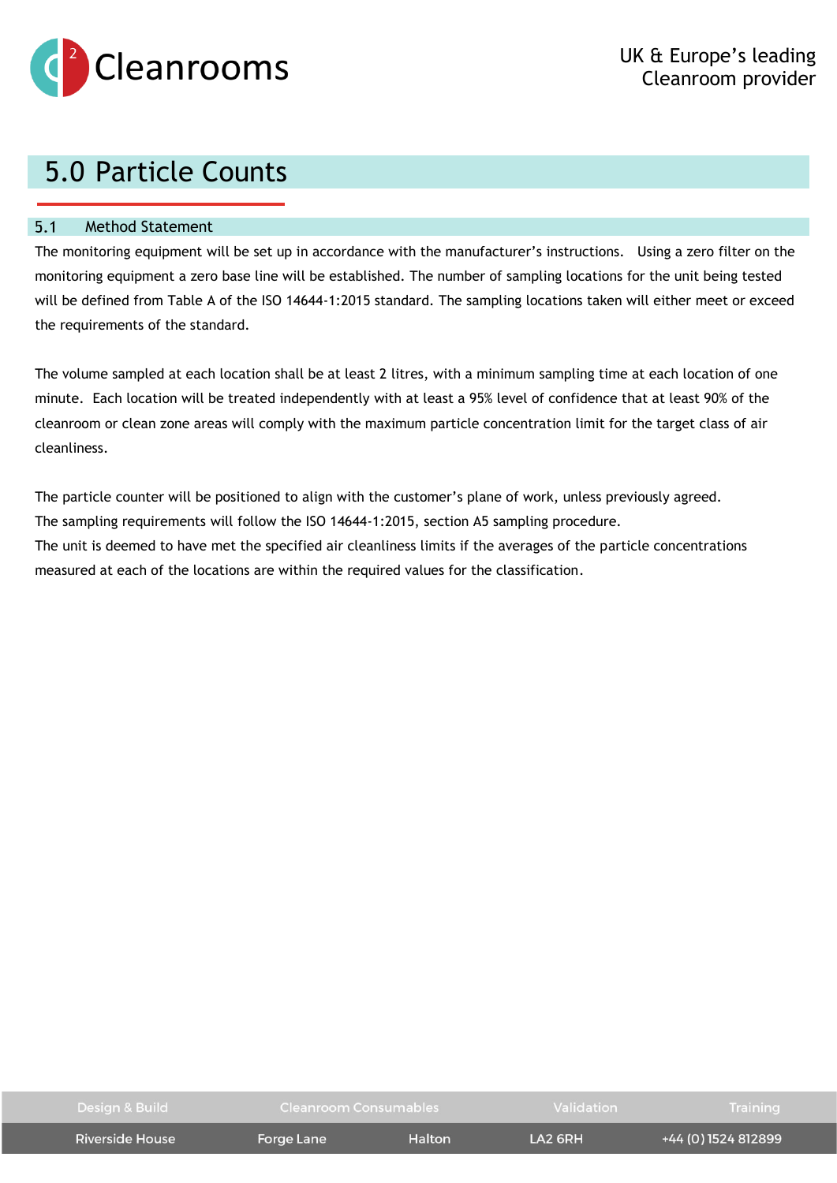## 5.0 Particle Counts

### 5.1 Method Statement

The monitoring equipment will be set up in accordance with the manufacturer's instructions. Using a zero filter on the monitoring equipment a zero base line will be established. The number of sampling locations for the unit being tested will be defined from Table A of the ISO 14644-1:2015 standard. The sampling locations taken will either meet or exceed the requirements of the standard.

The volume sampled at each location shall be at least 2 litres, with a minimum sampling time at each location of one minute. Each location will be treated independently with at least a 95% level of confidence that at least 90% of the cleanroom or clean zone areas will comply with the maximum particle concentration limit for the target class of air cleanliness.

The particle counter will be positioned to align with the customer's plane of work, unless previously agreed.
The sampling requirements will follow the ISO 14644-1:2015, section A5 sampling procedure.
The unit is deemed to have met the specified air cleanliness limits if the averages of the particle concentrations measured at each of the locations are within the required values for the classification.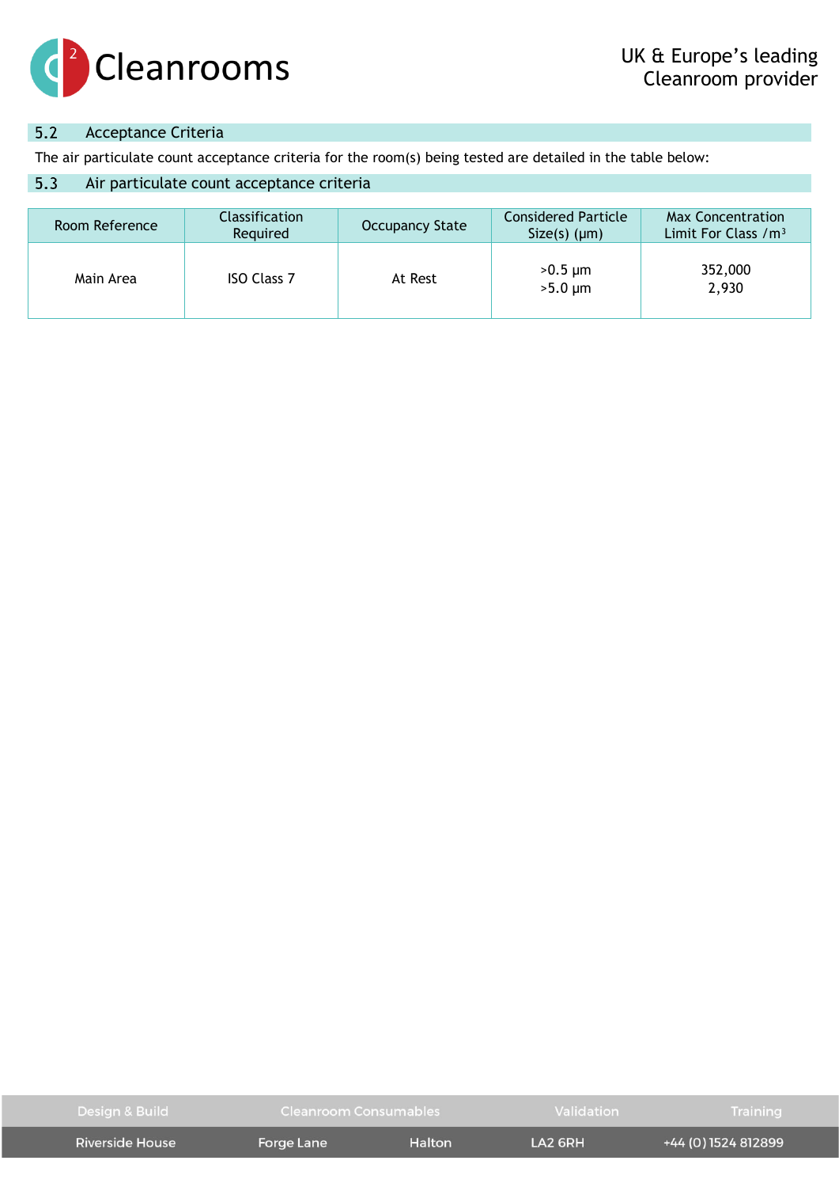## 5.2 Acceptance Criteria

The air particulate count acceptance criteria for the room(s) being tested are detailed in the table below:

## 5.3 Air particulate count acceptance criteria

| Room Reference | Classification Required | Occupancy State | Considered Particle Size(s) (µm) | Max Concentration Limit For Class /m³ |
|---|---|---|---|---|
| Main Area | ISO Class 7 | At Rest | >0.5 µm<br>>5.0 µm | 352,000<br>2,930 |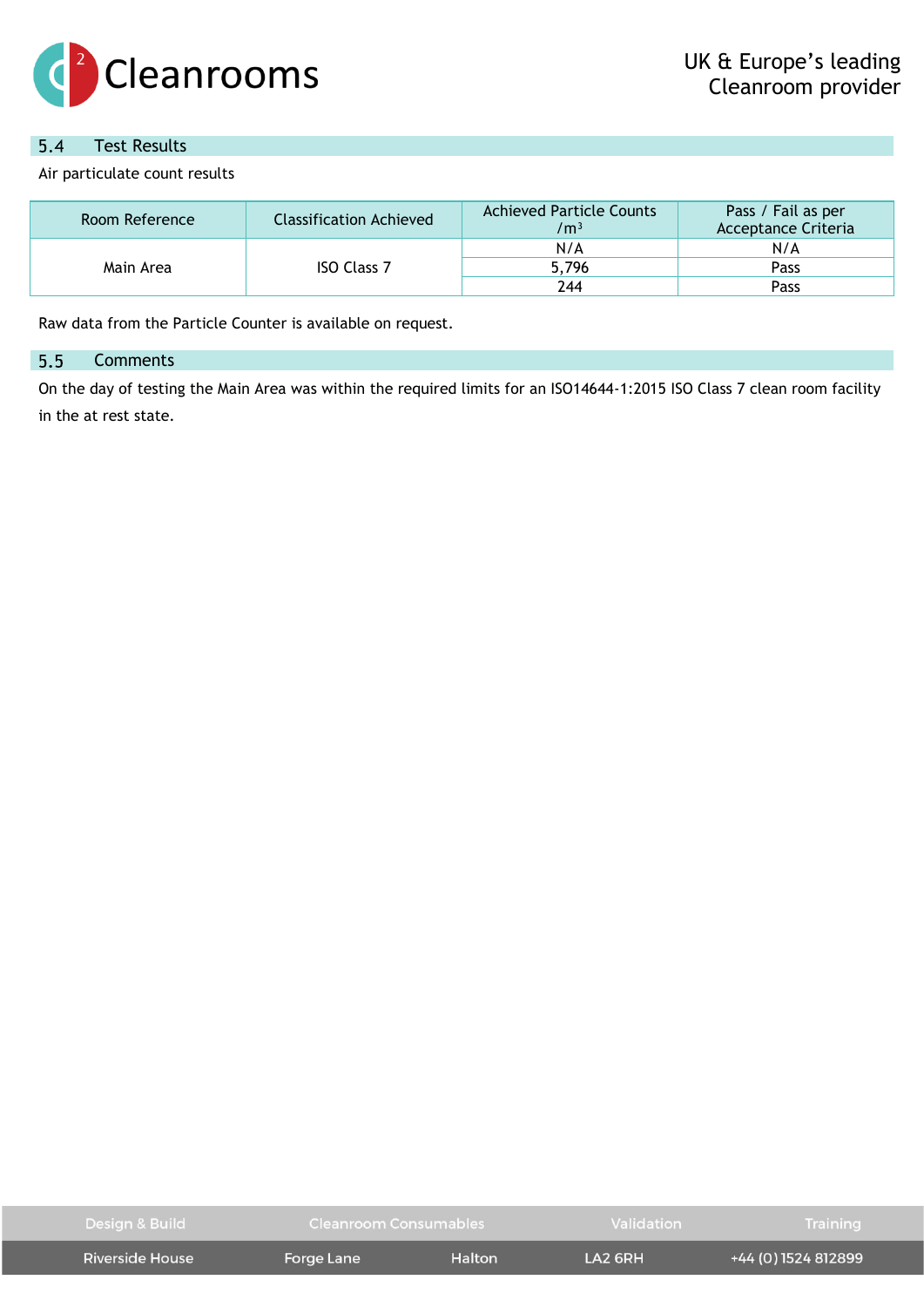## 5.4 Test Results

Air particulate count results

| Room Reference | Classification Achieved | Achieved Particle Counts /m³ | Pass / Fail as per Acceptance Criteria |
|---|---|---|---|
| Main Area | ISO Class 7 | N/A | N/A |
| | | 5,796 | Pass |
| | | 244 | Pass |

Raw data from the Particle Counter is available on request.

## 5.5 Comments

On the day of testing the Main Area was within the required limits for an ISO14644-1:2015 ISO Class 7 clean room facility in the at rest state.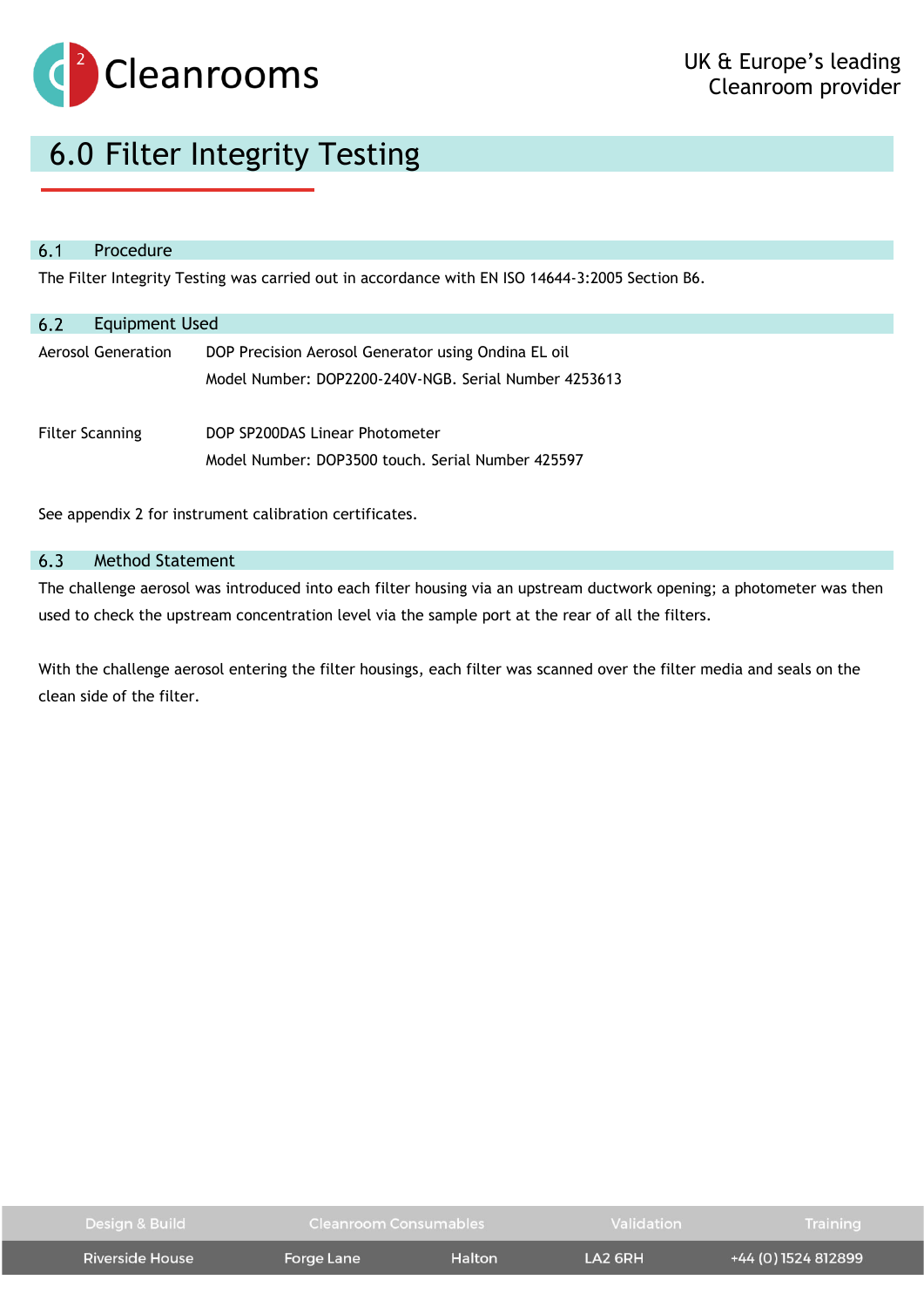# 6.0 Filter Integrity Testing

## 6.1 Procedure

The Filter Integrity Testing was carried out in accordance with EN ISO 14644-3:2005 Section B6.

## 6.2 Equipment Used

| | |
|---|---|
| Aerosol Generation | DOP Precision Aerosol Generator using Ondina EL oil<br>Model Number: DOP2200-240V-NGB. Serial Number 4253613 |
| Filter Scanning | DOP SP200DAS Linear Photometer<br>Model Number: DOP3500 touch. Serial Number 425597 |

See appendix 2 for instrument calibration certificates.

## 6.3 Method Statement

The challenge aerosol was introduced into each filter housing via an upstream ductwork opening; a photometer was then used to check the upstream concentration level via the sample port at the rear of all the filters.

With the challenge aerosol entering the filter housings, each filter was scanned over the filter media and seals on the clean side of the filter.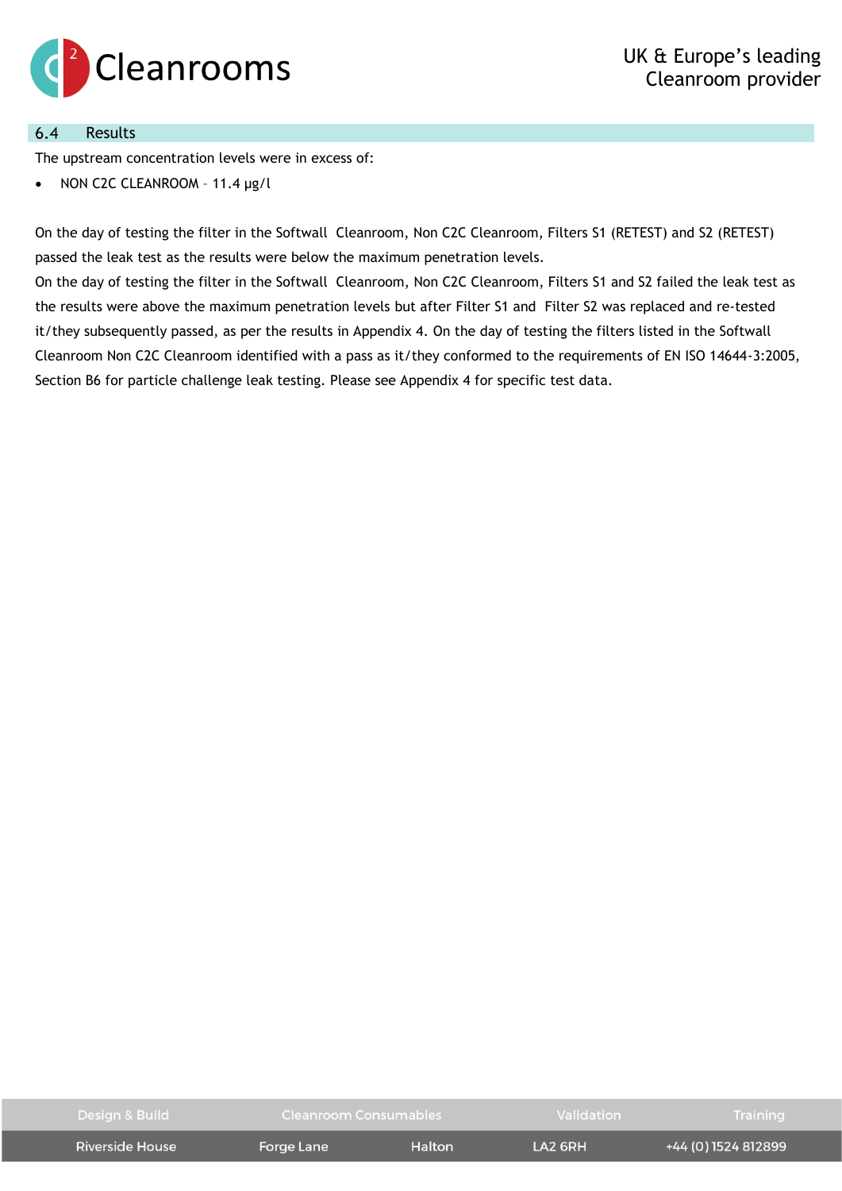## 6.4 Results

The upstream concentration levels were in excess of:

- NON C2C CLEANROOM – 11.4 µg/l

On the day of testing the filter in the Softwall Cleanroom, Non C2C Cleanroom, Filters S1 (RETEST) and S2 (RETEST) passed the leak test as the results were below the maximum penetration levels.

On the day of testing the filter in the Softwall Cleanroom, Non C2C Cleanroom, Filters S1 and S2 failed the leak test as the results were above the maximum penetration levels but after Filter S1 and Filter S2 was replaced and re-tested it/they subsequently passed, as per the results in Appendix 4. On the day of testing the filters listed in the Softwall Cleanroom Non C2C Cleanroom identified with a pass as it/they conformed to the requirements of EN ISO 14644-3:2005, Section B6 for particle challenge leak testing. Please see Appendix 4 for specific test data.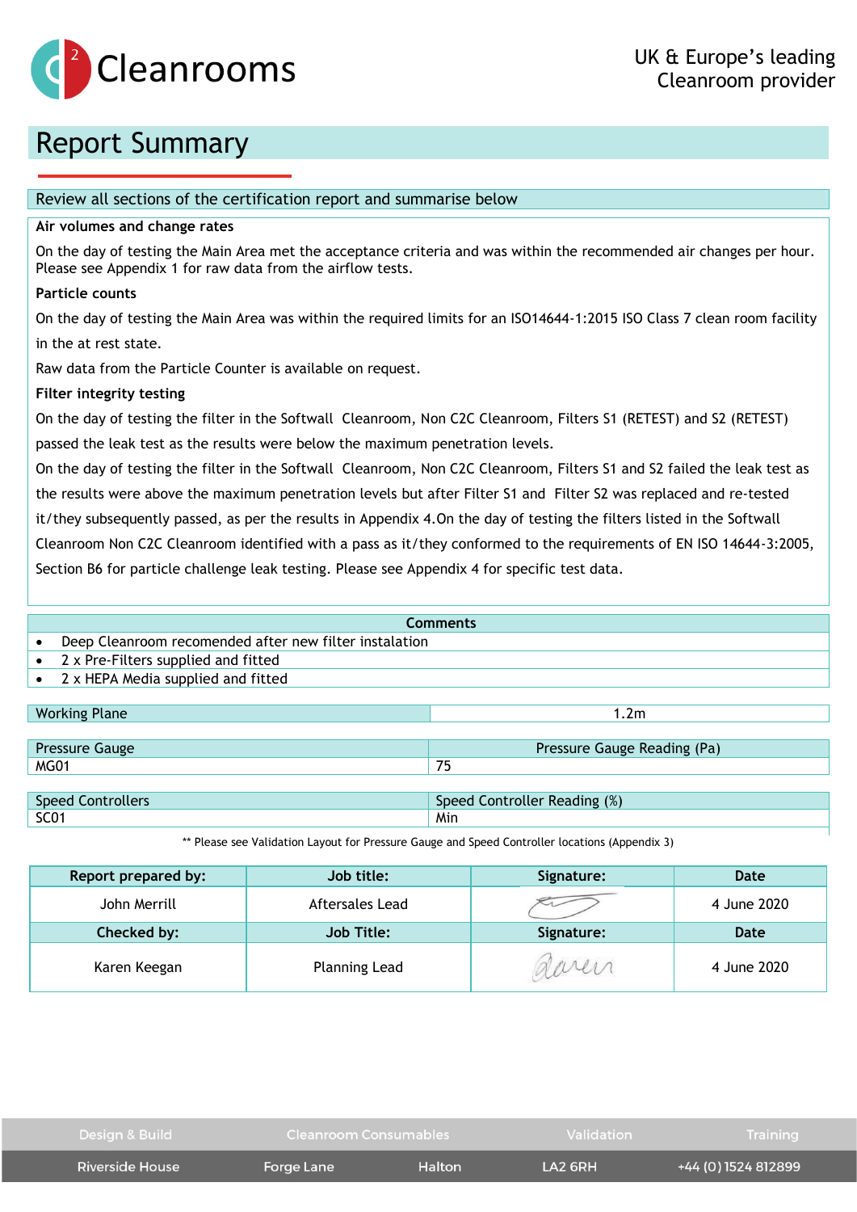# Report Summary

## Review all sections of the certification report and summarise below

**Air volumes and change rates**

On the day of testing the Main Area met the acceptance criteria and was within the recommended air changes per hour. Please see Appendix 1 for raw data from the airflow tests.

**Particle counts**

On the day of testing the Main Area was within the required limits for an ISO14644-1:2015 ISO Class 7 clean room facility in the at rest state.

Raw data from the Particle Counter is available on request.

**Filter integrity testing**

On the day of testing the filter in the Softwall Cleanroom, Non C2C Cleanroom, Filters S1 (RETEST) and S2 (RETEST) passed the leak test as the results were below the maximum penetration levels.

On the day of testing the filter in the Softwall Cleanroom, Non C2C Cleanroom, Filters S1 and S2 failed the leak test as the results were above the maximum penetration levels but after Filter S1 and Filter S2 was replaced and re-tested it/they subsequently passed, as per the results in Appendix 4.On the day of testing the filters listed in the Softwall Cleanroom Non C2C Cleanroom identified with a pass as it/they conformed to the requirements of EN ISO 14644-3:2005, Section B6 for particle challenge leak testing. Please see Appendix 4 for specific test data.

**Comments**

- Deep Cleanroom recomended after new filter instalation
- 2 x Pre-Filters supplied and fitted
- 2 x HEPA Media supplied and fitted

| Working Plane | 1.2m |
|---|---|

| Pressure Gauge | Pressure Gauge Reading (Pa) |
|---|---|
| MG01 | 75 |

| Speed Controllers | Speed Controller Reading (%) |
|---|---|
| SC01 | Min |

** Please see Validation Layout for Pressure Gauge and Speed Controller locations (Appendix 3)

| Report prepared by: | Job title: | Signature: | Date |
|---|---|---|---|
| John Merrill | Aftersales Lead | [signature] | 4 June 2020 |
| **Checked by:** | **Job Title:** | **Signature:** | **Date** |
| Karen Keegan | Planning Lead | [signature] | 4 June 2020 |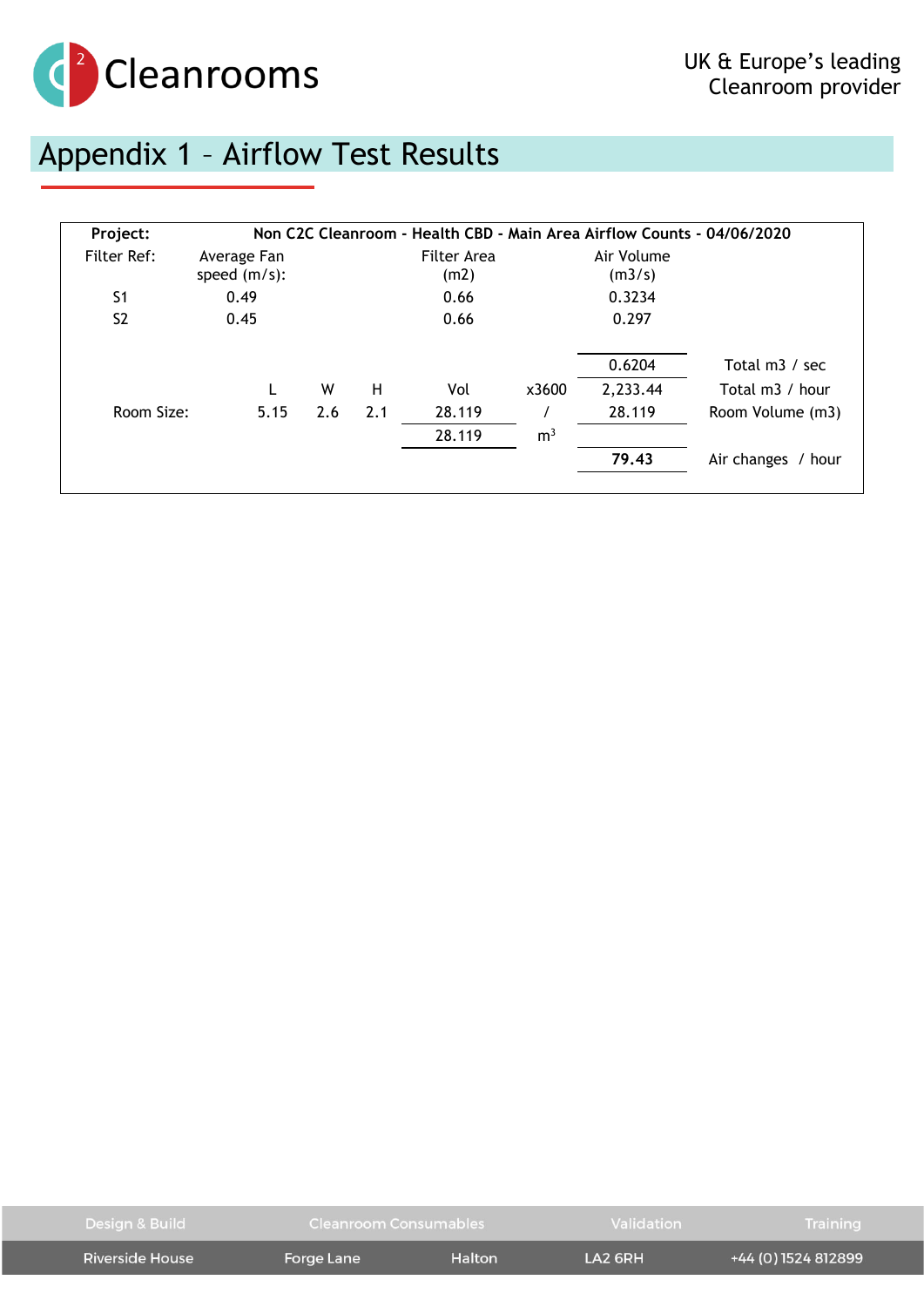# Appendix 1 – Airflow Test Results

| Project: | Non C2C Cleanroom - Health CBD - Main Area Airflow Counts - 04/06/2020 | | | | | | |
|---|---|---|---|---|---|---|---|
| Filter Ref: | Average Fan speed (m/s): | | | Filter Area (m2) | | Air Volume (m3/s) | |
| S1 | 0.49 | | | 0.66 | | 0.3234 | |
| S2 | 0.45 | | | 0.66 | | 0.297 | |
| | | | | | | 0.6204 | Total m3 / sec |
| | L | W | H | Vol | x3600 | 2,233.44 | Total m3 / hour |
| Room Size: | 5.15 | 2.6 | 2.1 | 28.119 | / | 28.119 | Room Volume (m3) |
| | | | | 28.119 | $m^3$ | | |
| | | | | | | **79.43** | Air changes / hour |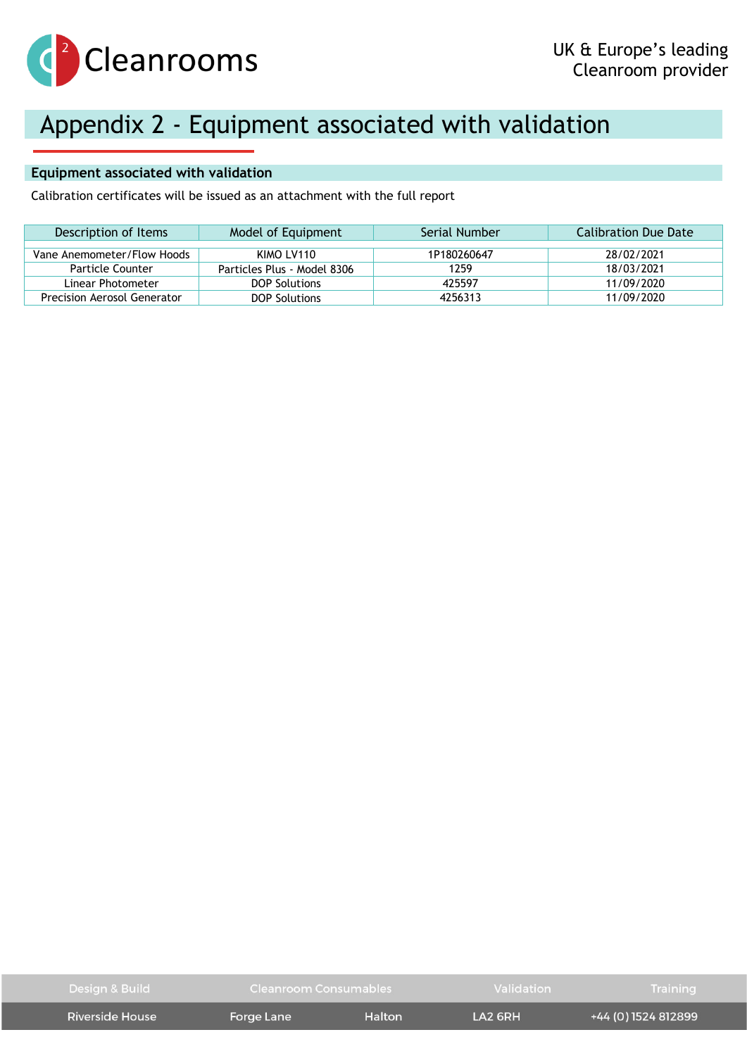# Appendix 2 - Equipment associated with validation

## Equipment associated with validation

Calibration certificates will be issued as an attachment with the full report

| Description of Items | Model of Equipment | Serial Number | Calibration Due Date |
|---|---|---|---|
| Vane Anemometer/Flow Hoods | KIMO LV110 | 1P180260647 | 28/02/2021 |
| Particle Counter | Particles Plus - Model 8306 | 1259 | 18/03/2021 |
| Linear Photometer | DOP Solutions | 425597 | 11/09/2020 |
| Precision Aerosol Generator | DOP Solutions | 4256313 | 11/09/2020 |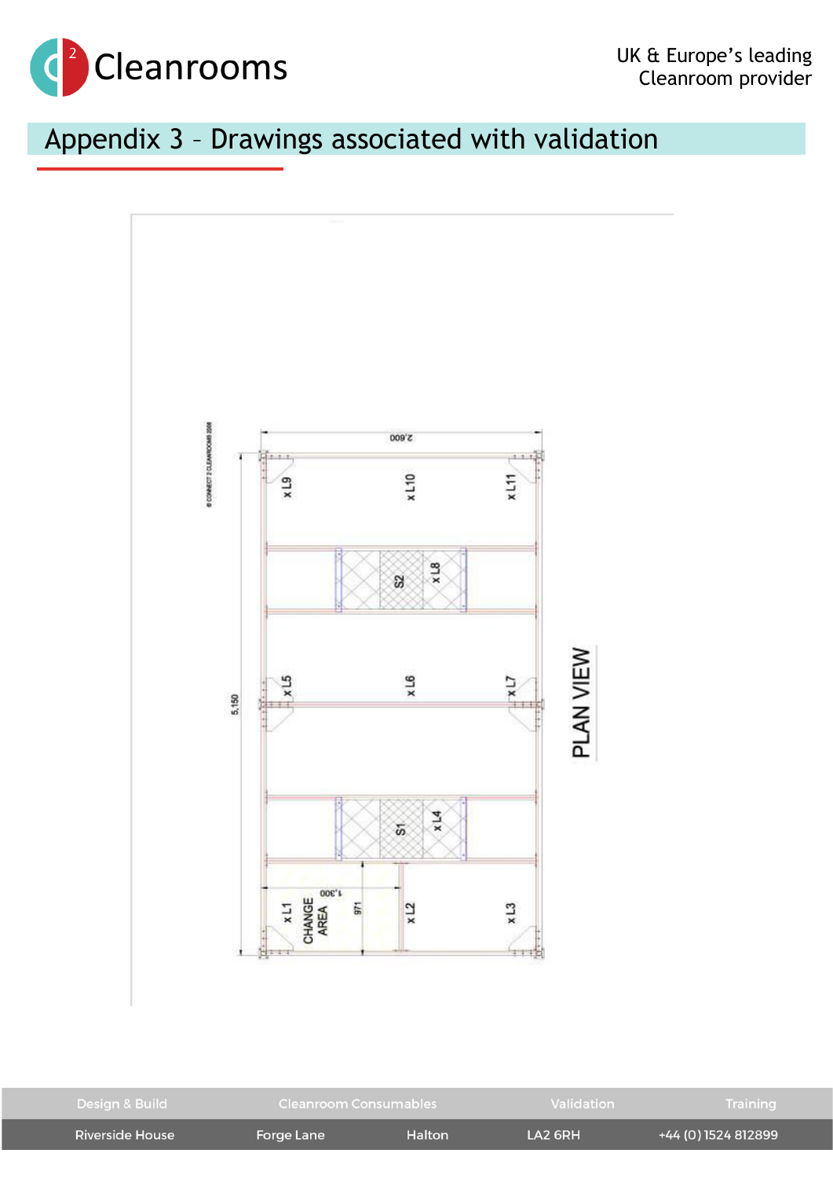## Appendix 3 – Drawings associated with validation

© CONNECT 2 CLEANROOMS 2008

2,600

5,150

x L9 x L10 x L11

S2 x L8

x L5 x L6 x L7

S1 x L4

1,300

971

x L1 CHANGE AREA x L2 x L3

PLAN VIEW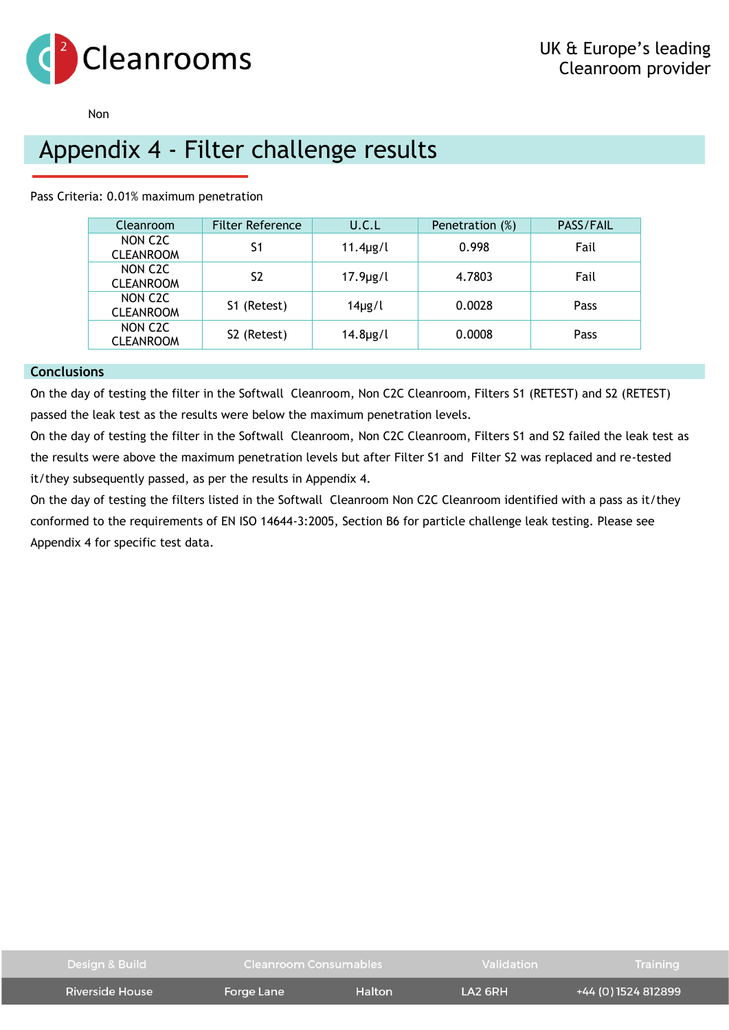Non

# Appendix 4 - Filter challenge results

Pass Criteria: 0.01% maximum penetration

| Cleanroom | Filter Reference | U.C.L | Penetration (%) | PASS/FAIL |
|---|---|---|---|---|
| NON C2C CLEANROOM | S1 | 11.4µg/l | 0.998 | Fail |
| NON C2C CLEANROOM | S2 | 17.9µg/l | 4.7803 | Fail |
| NON C2C CLEANROOM | S1 (Retest) | 14µg/l | 0.0028 | Pass |
| NON C2C CLEANROOM | S2 (Retest) | 14.8µg/l | 0.0008 | Pass |

## Conclusions

On the day of testing the filter in the Softwall Cleanroom, Non C2C Cleanroom, Filters S1 (RETEST) and S2 (RETEST) passed the leak test as the results were below the maximum penetration levels.

On the day of testing the filter in the Softwall Cleanroom, Non C2C Cleanroom, Filters S1 and S2 failed the leak test as the results were above the maximum penetration levels but after Filter S1 and Filter S2 was replaced and re-tested it/they subsequently passed, as per the results in Appendix 4.

On the day of testing the filters listed in the Softwall Cleanroom Non C2C Cleanroom identified with a pass as it/they conformed to the requirements of EN ISO 14644-3:2005, Section B6 for particle challenge leak testing. Please see Appendix 4 for specific test data.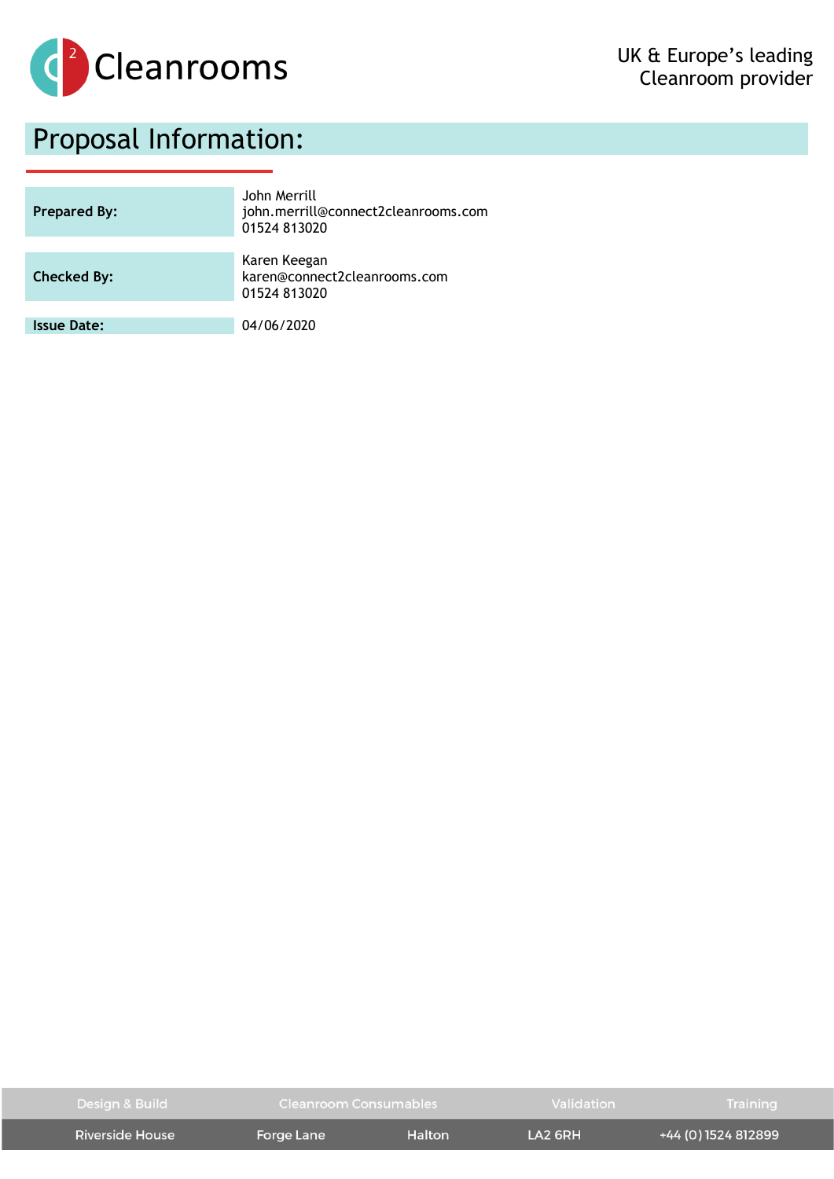## Proposal Information:

| | |
|---|---|
| **Prepared By:** | John Merrill<br>john.merrill@connect2cleanrooms.com<br>01524 813020 |
| **Checked By:** | Karen Keegan<br>karen@connect2cleanrooms.com<br>01524 813020 |
| **Issue Date:** | 04/06/2020 |